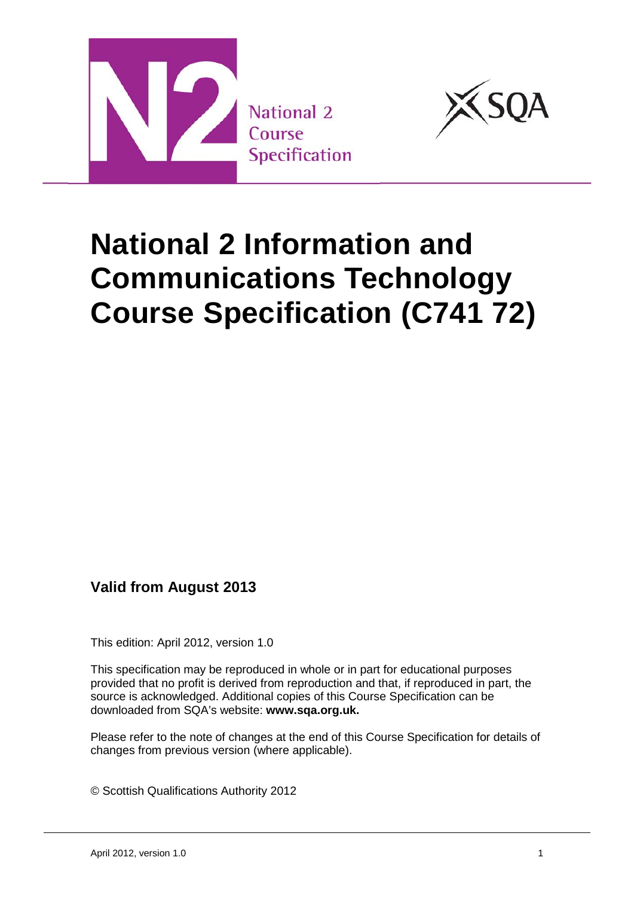National 2 Course Specification

# National 2 Information and Communications Technology Course Specification (C741 72)

**Valid from August 2013**

This edition: April 2012, version 1.0

This specification may be reproduced in whole or in part for educational purposes provided that no profit is derived from reproduction and that, if reproduced in part, the source is acknowledged. Additional copies of this Course Specification can be downloaded from SQA's website: **www.sqa.org.uk.**

Please refer to the note of changes at the end of this Course Specification for details of changes from previous version (where applicable).

© Scottish Qualifications Authority 2012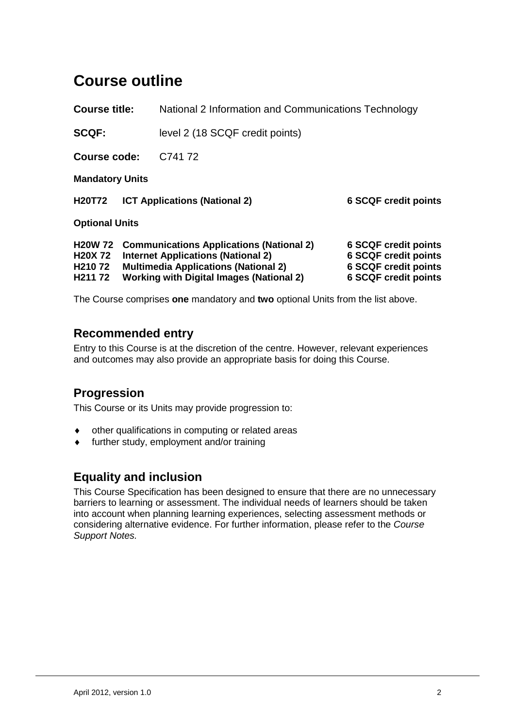# Course outline

**Course title:** National 2 Information and Communications Technology

**SCQF:** level 2 (18 SCQF credit points)

**Course code:** C741 72

**Mandatory Units**

| | | |
|---|---|---|
| **H20T72** | **ICT Applications (National 2)** | **6 SCQF credit points** |

**Optional Units**

| | | |
|---|---|---|
| **H20W 72** | **Communications Applications (National 2)** | **6 SCQF credit points** |
| **H20X 72** | **Internet Applications (National 2)** | **6 SCQF credit points** |
| **H210 72** | **Multimedia Applications (National 2)** | **6 SCQF credit points** |
| **H211 72** | **Working with Digital Images (National 2)** | **6 SCQF credit points** |

The Course comprises **one** mandatory and **two** optional Units from the list above.

## Recommended entry

Entry to this Course is at the discretion of the centre. However, relevant experiences and outcomes may also provide an appropriate basis for doing this Course.

## Progression

This Course or its Units may provide progression to:

- other qualifications in computing or related areas
- further study, employment and/or training

## Equality and inclusion

This Course Specification has been designed to ensure that there are no unnecessary barriers to learning or assessment. The individual needs of learners should be taken into account when planning learning experiences, selecting assessment methods or considering alternative evidence. For further information, please refer to the *Course Support Notes.*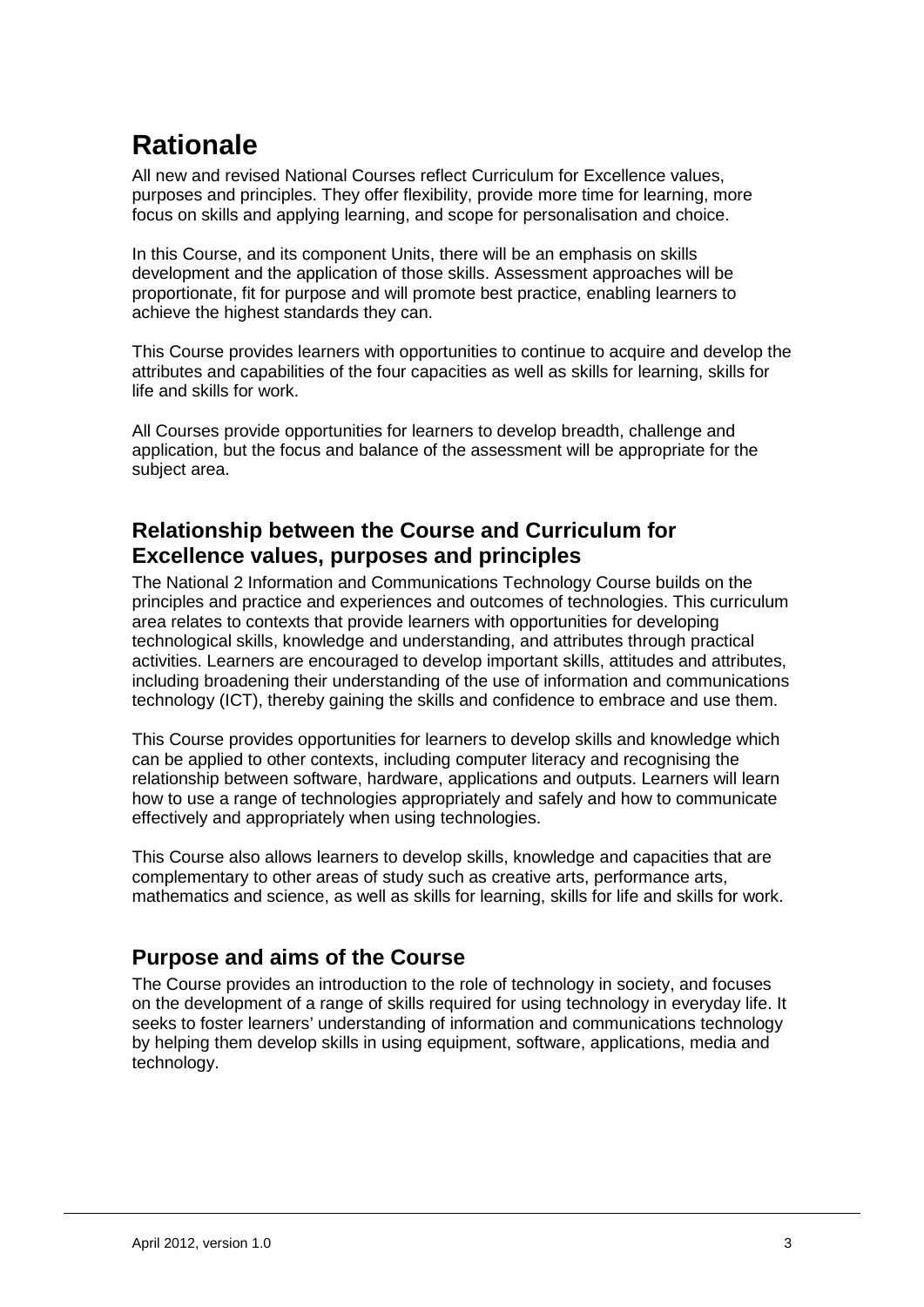# Rationale

All new and revised National Courses reflect Curriculum for Excellence values, purposes and principles. They offer flexibility, provide more time for learning, more focus on skills and applying learning, and scope for personalisation and choice.

In this Course, and its component Units, there will be an emphasis on skills development and the application of those skills. Assessment approaches will be proportionate, fit for purpose and will promote best practice, enabling learners to achieve the highest standards they can.

This Course provides learners with opportunities to continue to acquire and develop the attributes and capabilities of the four capacities as well as skills for learning, skills for life and skills for work.

All Courses provide opportunities for learners to develop breadth, challenge and application, but the focus and balance of the assessment will be appropriate for the subject area.

## Relationship between the Course and Curriculum for Excellence values, purposes and principles

The National 2 Information and Communications Technology Course builds on the principles and practice and experiences and outcomes of technologies. This curriculum area relates to contexts that provide learners with opportunities for developing technological skills, knowledge and understanding, and attributes through practical activities. Learners are encouraged to develop important skills, attitudes and attributes, including broadening their understanding of the use of information and communications technology (ICT), thereby gaining the skills and confidence to embrace and use them.

This Course provides opportunities for learners to develop skills and knowledge which can be applied to other contexts, including computer literacy and recognising the relationship between software, hardware, applications and outputs. Learners will learn how to use a range of technologies appropriately and safely and how to communicate effectively and appropriately when using technologies.

This Course also allows learners to develop skills, knowledge and capacities that are complementary to other areas of study such as creative arts, performance arts, mathematics and science, as well as skills for learning, skills for life and skills for work.

## Purpose and aims of the Course

The Course provides an introduction to the role of technology in society, and focuses on the development of a range of skills required for using technology in everyday life. It seeks to foster learners' understanding of information and communications technology by helping them develop skills in using equipment, software, applications, media and technology.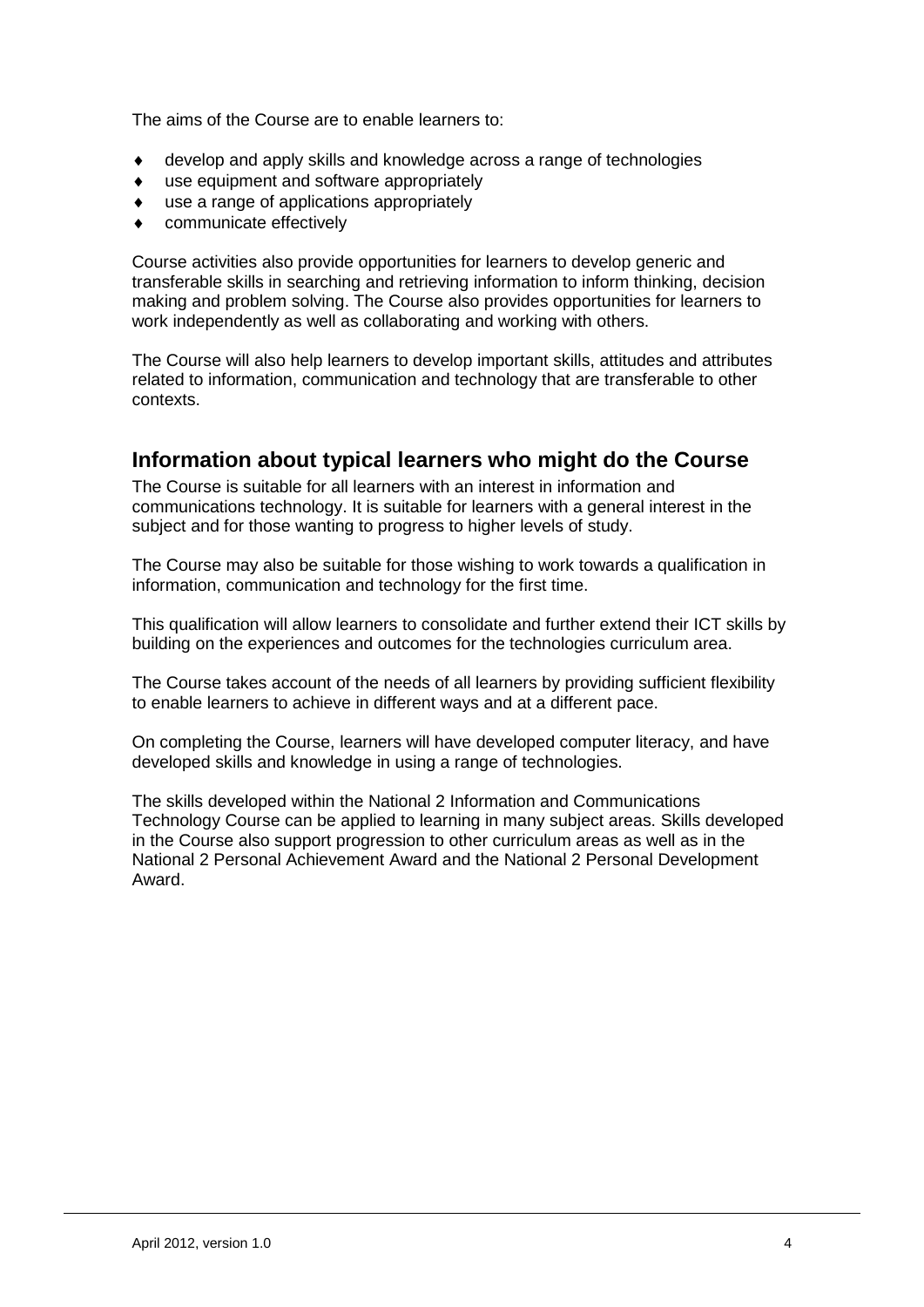The aims of the Course are to enable learners to:

- develop and apply skills and knowledge across a range of technologies
- use equipment and software appropriately
- use a range of applications appropriately
- communicate effectively

Course activities also provide opportunities for learners to develop generic and transferable skills in searching and retrieving information to inform thinking, decision making and problem solving. The Course also provides opportunities for learners to work independently as well as collaborating and working with others.

The Course will also help learners to develop important skills, attitudes and attributes related to information, communication and technology that are transferable to other contexts.

## Information about typical learners who might do the Course

The Course is suitable for all learners with an interest in information and communications technology. It is suitable for learners with a general interest in the subject and for those wanting to progress to higher levels of study.

The Course may also be suitable for those wishing to work towards a qualification in information, communication and technology for the first time.

This qualification will allow learners to consolidate and further extend their ICT skills by building on the experiences and outcomes for the technologies curriculum area.

The Course takes account of the needs of all learners by providing sufficient flexibility to enable learners to achieve in different ways and at a different pace.

On completing the Course, learners will have developed computer literacy, and have developed skills and knowledge in using a range of technologies.

The skills developed within the National 2 Information and Communications Technology Course can be applied to learning in many subject areas. Skills developed in the Course also support progression to other curriculum areas as well as in the National 2 Personal Achievement Award and the National 2 Personal Development Award.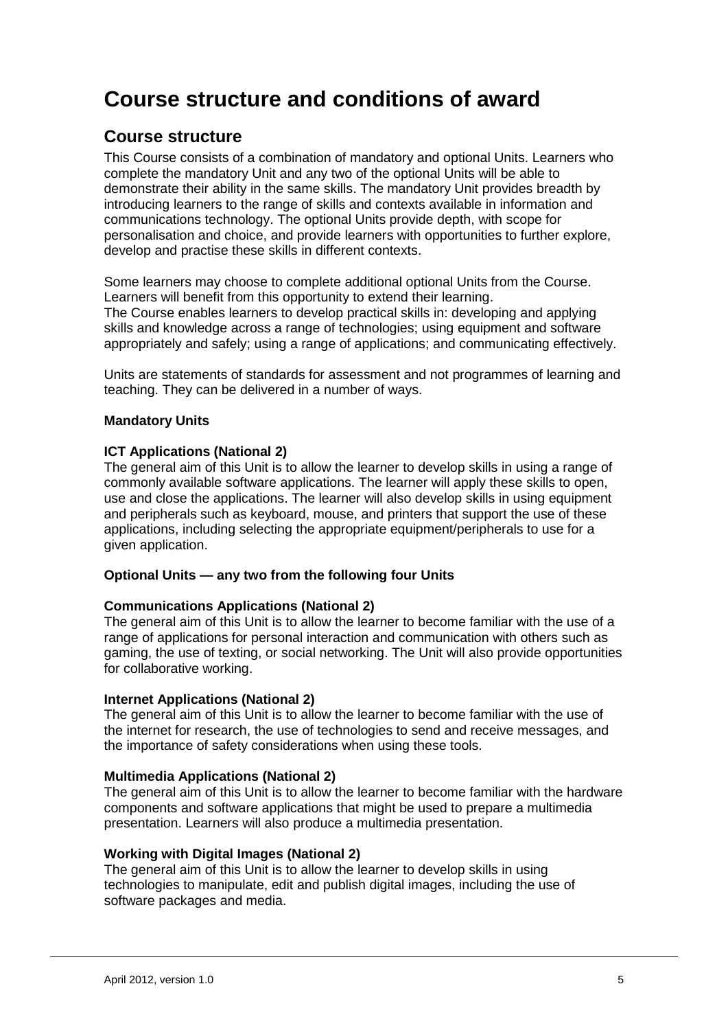# Course structure and conditions of award

## Course structure

This Course consists of a combination of mandatory and optional Units. Learners who complete the mandatory Unit and any two of the optional Units will be able to demonstrate their ability in the same skills. The mandatory Unit provides breadth by introducing learners to the range of skills and contexts available in information and communications technology. The optional Units provide depth, with scope for personalisation and choice, and provide learners with opportunities to further explore, develop and practise these skills in different contexts.

Some learners may choose to complete additional optional Units from the Course. Learners will benefit from this opportunity to extend their learning.
The Course enables learners to develop practical skills in: developing and applying skills and knowledge across a range of technologies; using equipment and software appropriately and safely; using a range of applications; and communicating effectively.

Units are statements of standards for assessment and not programmes of learning and teaching. They can be delivered in a number of ways.

**Mandatory Units**

**ICT Applications (National 2)**
The general aim of this Unit is to allow the learner to develop skills in using a range of commonly available software applications. The learner will apply these skills to open, use and close the applications. The learner will also develop skills in using equipment and peripherals such as keyboard, mouse, and printers that support the use of these applications, including selecting the appropriate equipment/peripherals to use for a given application.

**Optional Units — any two from the following four Units**

**Communications Applications (National 2)**
The general aim of this Unit is to allow the learner to become familiar with the use of a range of applications for personal interaction and communication with others such as gaming, the use of texting, or social networking. The Unit will also provide opportunities for collaborative working.

**Internet Applications (National 2)**
The general aim of this Unit is to allow the learner to become familiar with the use of the internet for research, the use of technologies to send and receive messages, and the importance of safety considerations when using these tools.

**Multimedia Applications (National 2)**
The general aim of this Unit is to allow the learner to become familiar with the hardware components and software applications that might be used to prepare a multimedia presentation. Learners will also produce a multimedia presentation.

**Working with Digital Images (National 2)**
The general aim of this Unit is to allow the learner to develop skills in using technologies to manipulate, edit and publish digital images, including the use of software packages and media.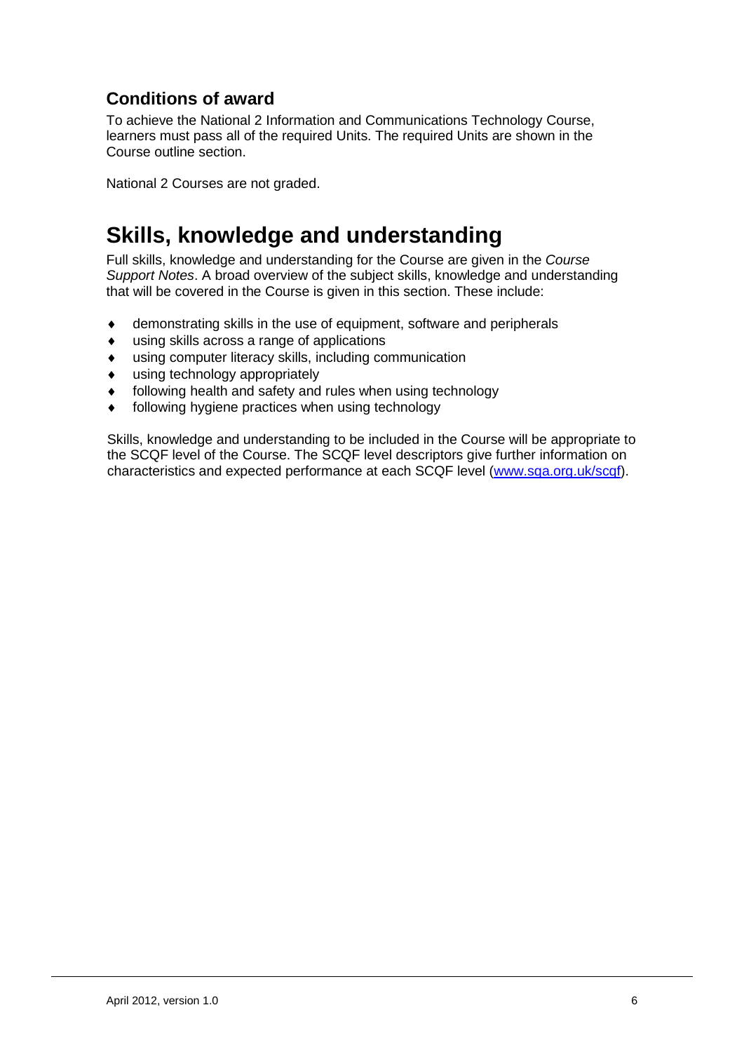## Conditions of award

To achieve the National 2 Information and Communications Technology Course, learners must pass all of the required Units. The required Units are shown in the Course outline section.

National 2 Courses are not graded.

# Skills, knowledge and understanding

Full skills, knowledge and understanding for the Course are given in the *Course Support Notes*. A broad overview of the subject skills, knowledge and understanding that will be covered in the Course is given in this section. These include:

- demonstrating skills in the use of equipment, software and peripherals
- using skills across a range of applications
- using computer literacy skills, including communication
- using technology appropriately
- following health and safety and rules when using technology
- following hygiene practices when using technology

Skills, knowledge and understanding to be included in the Course will be appropriate to the SCQF level of the Course. The SCQF level descriptors give further information on characteristics and expected performance at each SCQF level ([www.sqa.org.uk/scqf](www.sqa.org.uk/scqf)).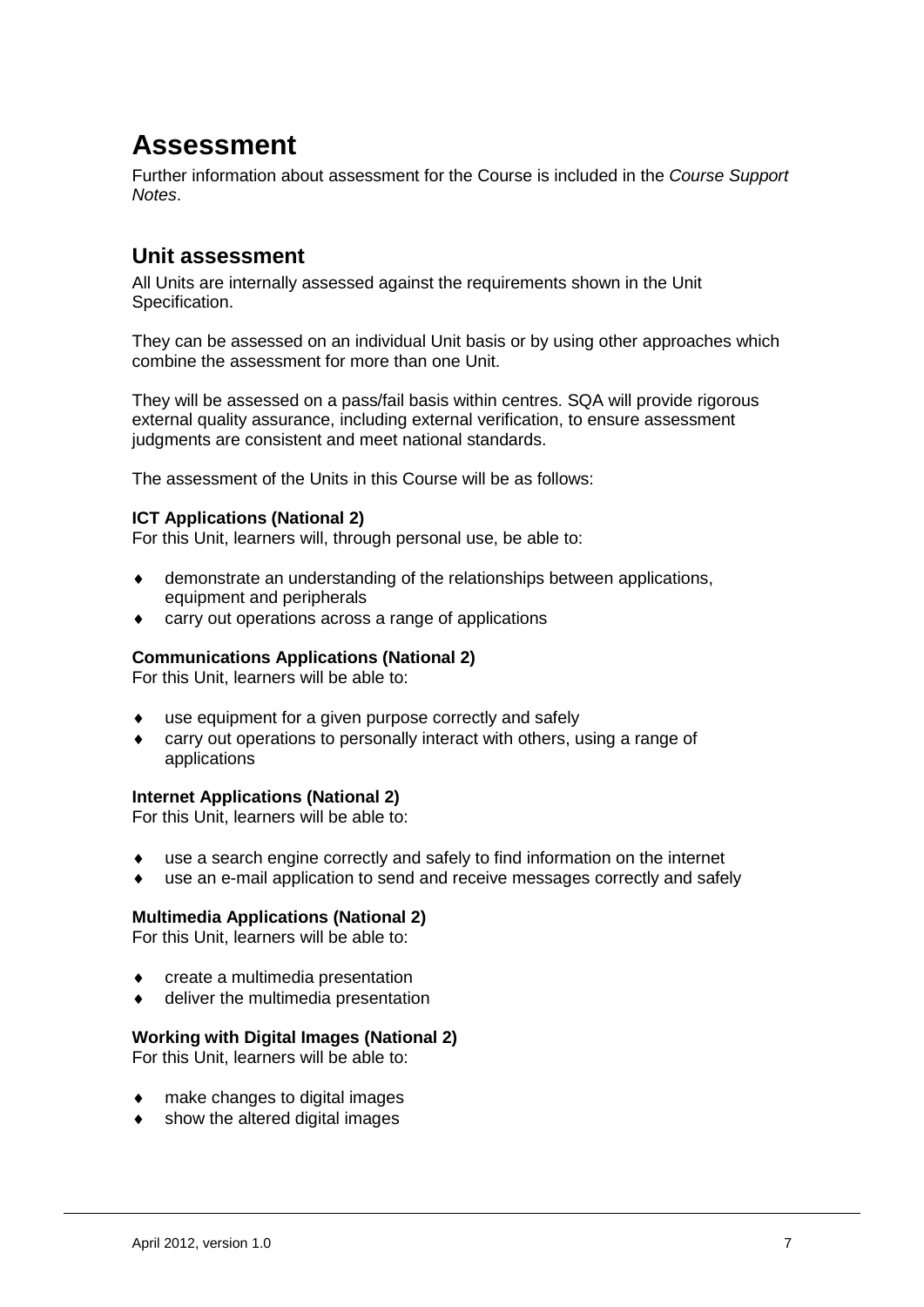# Assessment

Further information about assessment for the Course is included in the *Course Support Notes*.

## Unit assessment

All Units are internally assessed against the requirements shown in the Unit Specification.

They can be assessed on an individual Unit basis or by using other approaches which combine the assessment for more than one Unit.

They will be assessed on a pass/fail basis within centres. SQA will provide rigorous external quality assurance, including external verification, to ensure assessment judgments are consistent and meet national standards.

The assessment of the Units in this Course will be as follows:

**ICT Applications (National 2)**
For this Unit, learners will, through personal use, be able to:

- demonstrate an understanding of the relationships between applications, equipment and peripherals
- carry out operations across a range of applications

**Communications Applications (National 2)**
For this Unit, learners will be able to:

- use equipment for a given purpose correctly and safely
- carry out operations to personally interact with others, using a range of applications

**Internet Applications (National 2)**
For this Unit, learners will be able to:

- use a search engine correctly and safely to find information on the internet
- use an e-mail application to send and receive messages correctly and safely

**Multimedia Applications (National 2)**
For this Unit, learners will be able to:

- create a multimedia presentation
- deliver the multimedia presentation

**Working with Digital Images (National 2)**
For this Unit, learners will be able to:

- make changes to digital images
- show the altered digital images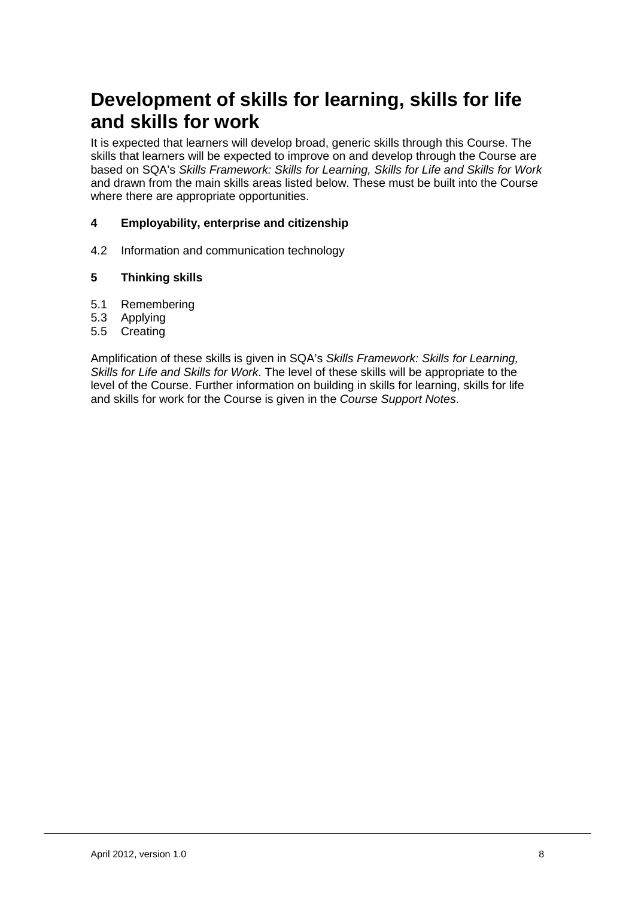# Development of skills for learning, skills for life and skills for work

It is expected that learners will develop broad, generic skills through this Course. The skills that learners will be expected to improve on and develop through the Course are based on SQA's *Skills Framework: Skills for Learning, Skills for Life and Skills for Work* and drawn from the main skills areas listed below. These must be built into the Course where there are appropriate opportunities.

**4 Employability, enterprise and citizenship**

4.2 Information and communication technology

**5 Thinking skills**

5.1 Remembering
5.3 Applying
5.5 Creating

Amplification of these skills is given in SQA's *Skills Framework: Skills for Learning, Skills for Life and Skills for Work*. The level of these skills will be appropriate to the level of the Course. Further information on building in skills for learning, skills for life and skills for work for the Course is given in the *Course Support Notes*.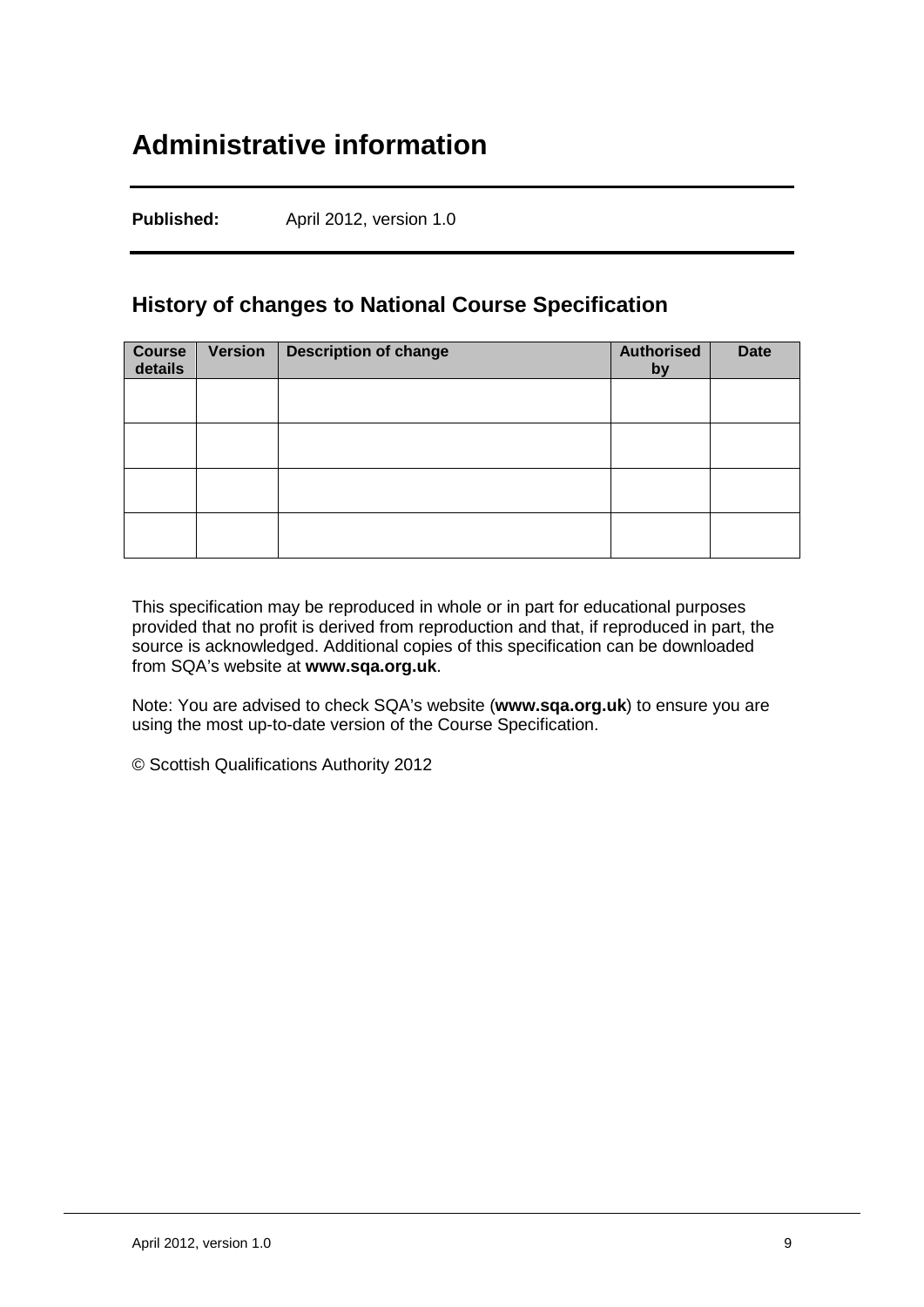# Administrative information

**Published:** April 2012, version 1.0

## History of changes to National Course Specification

| Course details | Version | Description of change | Authorised by | Date |
| --- | --- | --- | --- | --- |
| | | | | |
| | | | | |
| | | | | |
| | | | | |

This specification may be reproduced in whole or in part for educational purposes provided that no profit is derived from reproduction and that, if reproduced in part, the source is acknowledged. Additional copies of this specification can be downloaded from SQA's website at **www.sqa.org.uk**.

Note: You are advised to check SQA's website (**www.sqa.org.uk**) to ensure you are using the most up-to-date version of the Course Specification.

© Scottish Qualifications Authority 2012